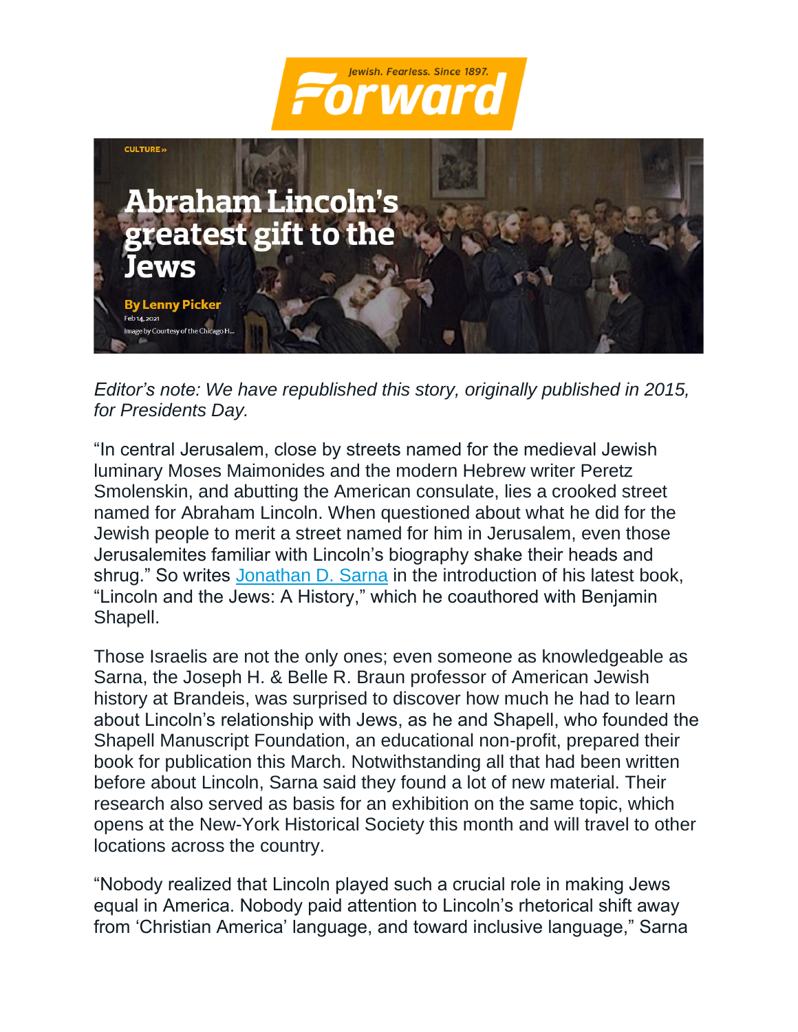Forward

Jewish. Fearless. Since 1897.

CULTURE »

# Abraham Lincoln's greatest gift to the Jews

By Lenny Picker

Feb 14, 2021

Image by Courtesy of the Chicago H...

*Editor's note: We have republished this story, originally published in 2015, for Presidents Day.*

"In central Jerusalem, close by streets named for the medieval Jewish luminary Moses Maimonides and the modern Hebrew writer Peretz Smolenskin, and abutting the American consulate, lies a crooked street named for Abraham Lincoln. When questioned about what he did for the Jewish people to merit a street named for him in Jerusalem, even those Jerusalemites familiar with Lincoln's biography shake their heads and shrug." So writes Jonathan D. Sarna in the introduction of his latest book, "Lincoln and the Jews: A History," which he coauthored with Benjamin Shapell.

Those Israelis are not the only ones; even someone as knowledgeable as Sarna, the Joseph H. & Belle R. Braun professor of American Jewish history at Brandeis, was surprised to discover how much he had to learn about Lincoln's relationship with Jews, as he and Shapell, who founded the Shapell Manuscript Foundation, an educational non-profit, prepared their book for publication this March. Notwithstanding all that had been written before about Lincoln, Sarna said they found a lot of new material. Their research also served as basis for an exhibition on the same topic, which opens at the New-York Historical Society this month and will travel to other locations across the country.

"Nobody realized that Lincoln played such a crucial role in making Jews equal in America. Nobody paid attention to Lincoln's rhetorical shift away from 'Christian America' language, and toward inclusive language," Sarna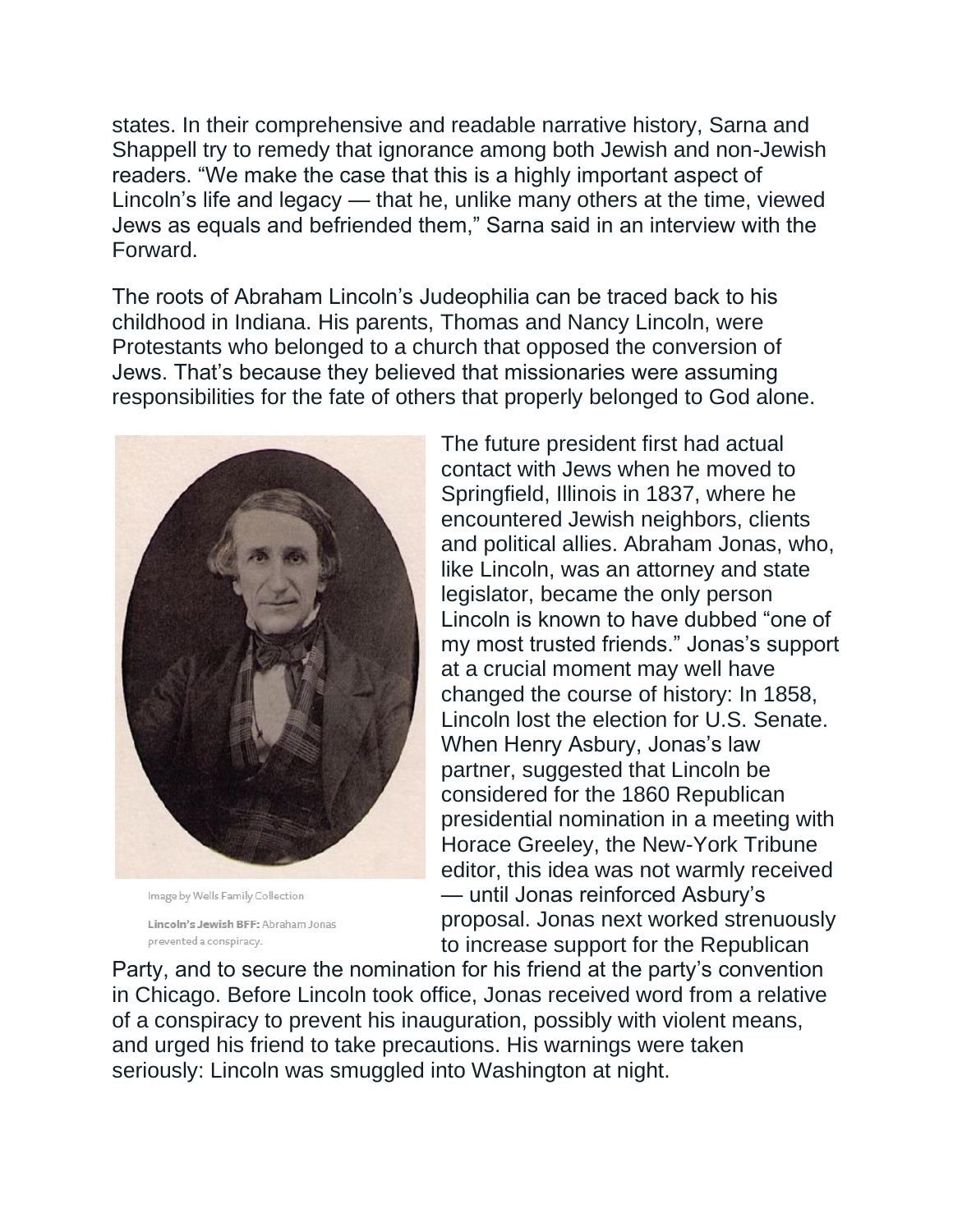states. In their comprehensive and readable narrative history, Sarna and Shappell try to remedy that ignorance among both Jewish and non-Jewish readers. “We make the case that this is a highly important aspect of Lincoln’s life and legacy — that he, unlike many others at the time, viewed Jews as equals and befriended them,” Sarna said in an interview with the Forward.

The roots of Abraham Lincoln’s Judeophilia can be traced back to his childhood in Indiana. His parents, Thomas and Nancy Lincoln, were Protestants who belonged to a church that opposed the conversion of Jews. That’s because they believed that missionaries were assuming responsibilities for the fate of others that properly belonged to God alone.

Image by Wells Family Collection

**Lincoln’s Jewish BFF:** Abraham Jonas prevented a conspiracy.

The future president first had actual contact with Jews when he moved to Springfield, Illinois in 1837, where he encountered Jewish neighbors, clients and political allies. Abraham Jonas, who, like Lincoln, was an attorney and state legislator, became the only person Lincoln is known to have dubbed “one of my most trusted friends.” Jonas’s support at a crucial moment may well have changed the course of history: In 1858, Lincoln lost the election for U.S. Senate. When Henry Asbury, Jonas’s law partner, suggested that Lincoln be considered for the 1860 Republican presidential nomination in a meeting with Horace Greeley, the New-York Tribune editor, this idea was not warmly received — until Jonas reinforced Asbury’s proposal. Jonas next worked strenuously to increase support for the Republican Party, and to secure the nomination for his friend at the party’s convention in Chicago. Before Lincoln took office, Jonas received word from a relative of a conspiracy to prevent his inauguration, possibly with violent means, and urged his friend to take precautions. His warnings were taken seriously: Lincoln was smuggled into Washington at night.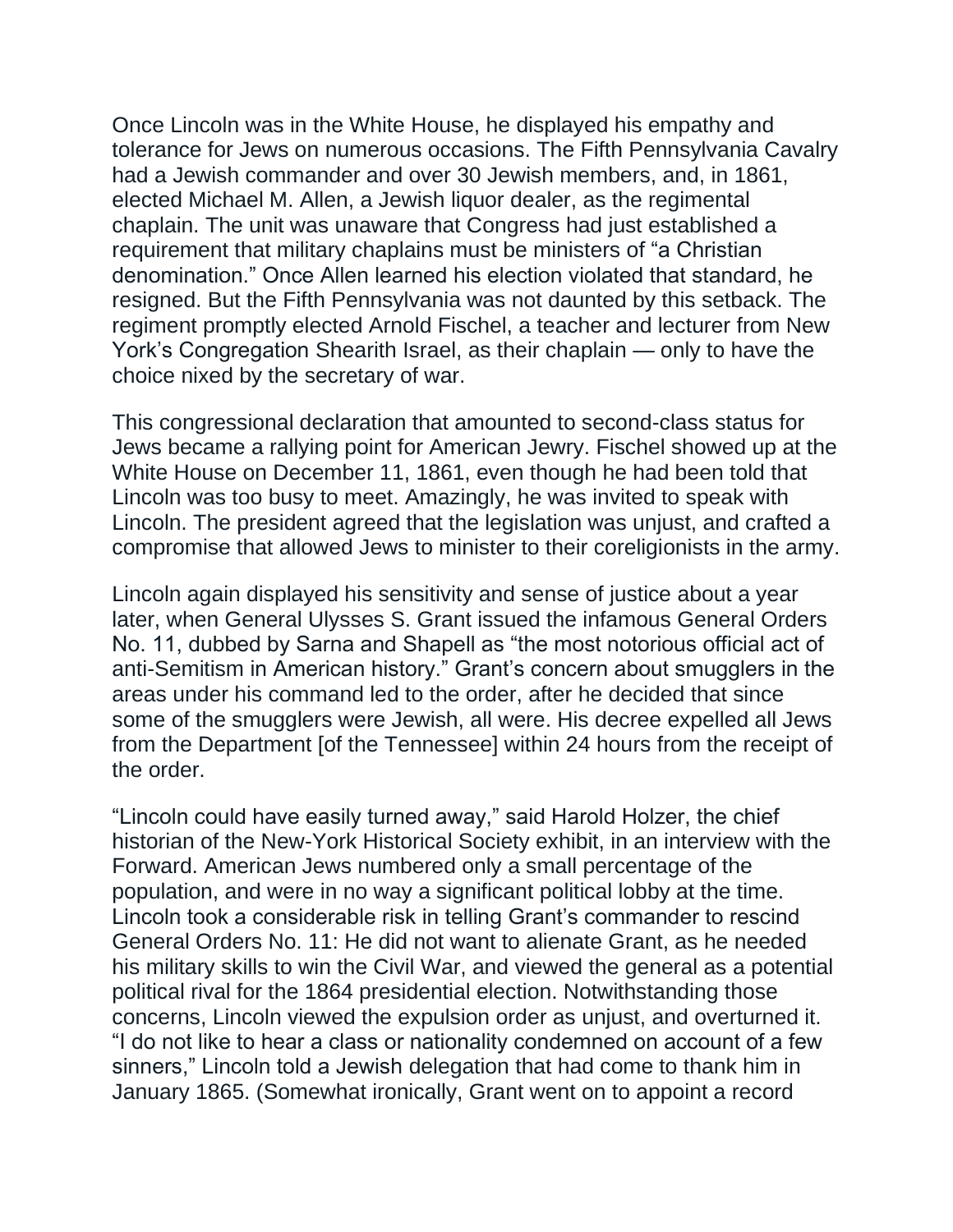Once Lincoln was in the White House, he displayed his empathy and tolerance for Jews on numerous occasions. The Fifth Pennsylvania Cavalry had a Jewish commander and over 30 Jewish members, and, in 1861, elected Michael M. Allen, a Jewish liquor dealer, as the regimental chaplain. The unit was unaware that Congress had just established a requirement that military chaplains must be ministers of "a Christian denomination." Once Allen learned his election violated that standard, he resigned. But the Fifth Pennsylvania was not daunted by this setback. The regiment promptly elected Arnold Fischel, a teacher and lecturer from New York's Congregation Shearith Israel, as their chaplain — only to have the choice nixed by the secretary of war.

This congressional declaration that amounted to second-class status for Jews became a rallying point for American Jewry. Fischel showed up at the White House on December 11, 1861, even though he had been told that Lincoln was too busy to meet. Amazingly, he was invited to speak with Lincoln. The president agreed that the legislation was unjust, and crafted a compromise that allowed Jews to minister to their coreligionists in the army.

Lincoln again displayed his sensitivity and sense of justice about a year later, when General Ulysses S. Grant issued the infamous General Orders No. 11, dubbed by Sarna and Shapell as "the most notorious official act of anti-Semitism in American history." Grant's concern about smugglers in the areas under his command led to the order, after he decided that since some of the smugglers were Jewish, all were. His decree expelled all Jews from the Department [of the Tennessee] within 24 hours from the receipt of the order.

"Lincoln could have easily turned away," said Harold Holzer, the chief historian of the New-York Historical Society exhibit, in an interview with the Forward. American Jews numbered only a small percentage of the population, and were in no way a significant political lobby at the time. Lincoln took a considerable risk in telling Grant's commander to rescind General Orders No. 11: He did not want to alienate Grant, as he needed his military skills to win the Civil War, and viewed the general as a potential political rival for the 1864 presidential election. Notwithstanding those concerns, Lincoln viewed the expulsion order as unjust, and overturned it. "I do not like to hear a class or nationality condemned on account of a few sinners," Lincoln told a Jewish delegation that had come to thank him in January 1865. (Somewhat ironically, Grant went on to appoint a record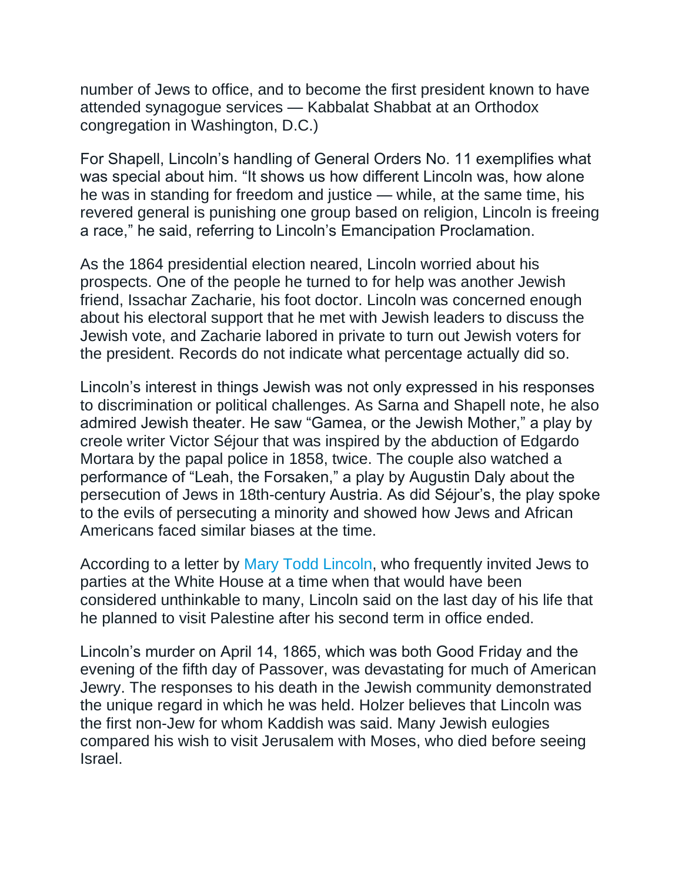number of Jews to office, and to become the first president known to have attended synagogue services — Kabbalat Shabbat at an Orthodox congregation in Washington, D.C.)

For Shapell, Lincoln's handling of General Orders No. 11 exemplifies what was special about him. "It shows us how different Lincoln was, how alone he was in standing for freedom and justice — while, at the same time, his revered general is punishing one group based on religion, Lincoln is freeing a race," he said, referring to Lincoln's Emancipation Proclamation.

As the 1864 presidential election neared, Lincoln worried about his prospects. One of the people he turned to for help was another Jewish friend, Issachar Zacharie, his foot doctor. Lincoln was concerned enough about his electoral support that he met with Jewish leaders to discuss the Jewish vote, and Zacharie labored in private to turn out Jewish voters for the president. Records do not indicate what percentage actually did so.

Lincoln's interest in things Jewish was not only expressed in his responses to discrimination or political challenges. As Sarna and Shapell note, he also admired Jewish theater. He saw "Gamea, or the Jewish Mother," a play by creole writer Victor Séjour that was inspired by the abduction of Edgardo Mortara by the papal police in 1858, twice. The couple also watched a performance of "Leah, the Forsaken," a play by Augustin Daly about the persecution of Jews in 18th-century Austria. As did Séjour's, the play spoke to the evils of persecuting a minority and showed how Jews and African Americans faced similar biases at the time.

According to a letter by Mary Todd Lincoln, who frequently invited Jews to parties at the White House at a time when that would have been considered unthinkable to many, Lincoln said on the last day of his life that he planned to visit Palestine after his second term in office ended.

Lincoln's murder on April 14, 1865, which was both Good Friday and the evening of the fifth day of Passover, was devastating for much of American Jewry. The responses to his death in the Jewish community demonstrated the unique regard in which he was held. Holzer believes that Lincoln was the first non-Jew for whom Kaddish was said. Many Jewish eulogies compared his wish to visit Jerusalem with Moses, who died before seeing Israel.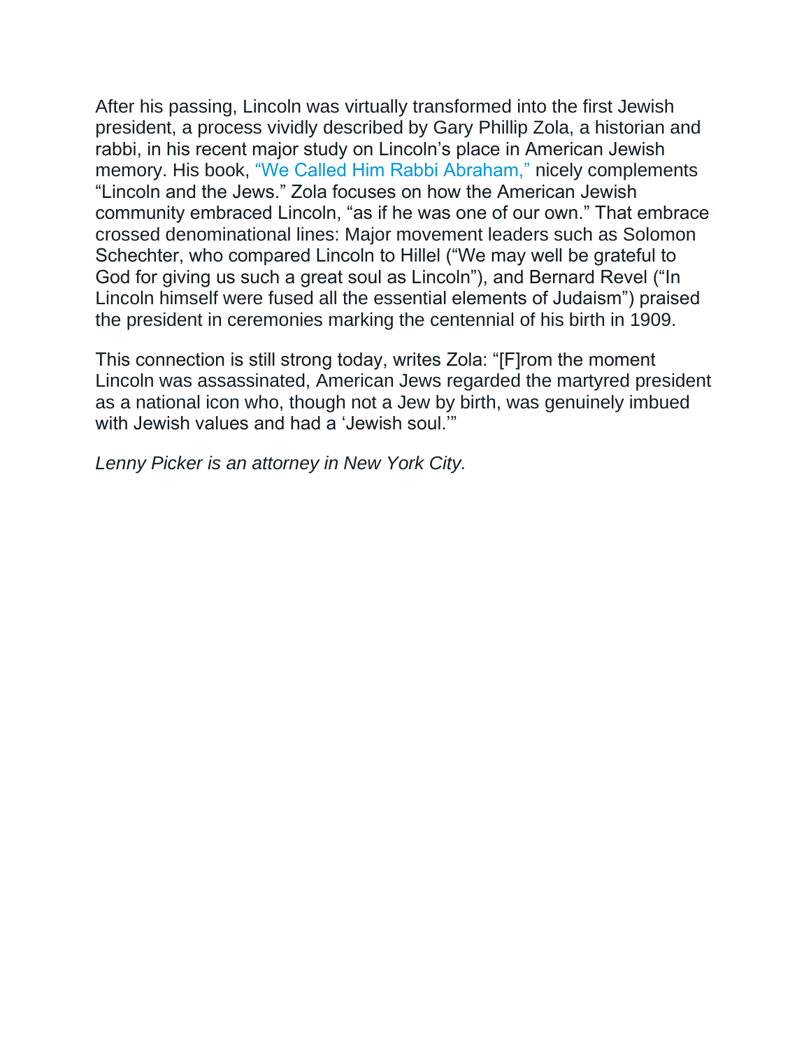After his passing, Lincoln was virtually transformed into the first Jewish president, a process vividly described by Gary Phillip Zola, a historian and rabbi, in his recent major study on Lincoln's place in American Jewish memory. His book, "We Called Him Rabbi Abraham," nicely complements "Lincoln and the Jews." Zola focuses on how the American Jewish community embraced Lincoln, "as if he was one of our own." That embrace crossed denominational lines: Major movement leaders such as Solomon Schechter, who compared Lincoln to Hillel ("We may well be grateful to God for giving us such a great soul as Lincoln"), and Bernard Revel ("In Lincoln himself were fused all the essential elements of Judaism") praised the president in ceremonies marking the centennial of his birth in 1909.

This connection is still strong today, writes Zola: "[F]rom the moment Lincoln was assassinated, American Jews regarded the martyred president as a national icon who, though not a Jew by birth, was genuinely imbued with Jewish values and had a 'Jewish soul.'"

*Lenny Picker is an attorney in New York City.*